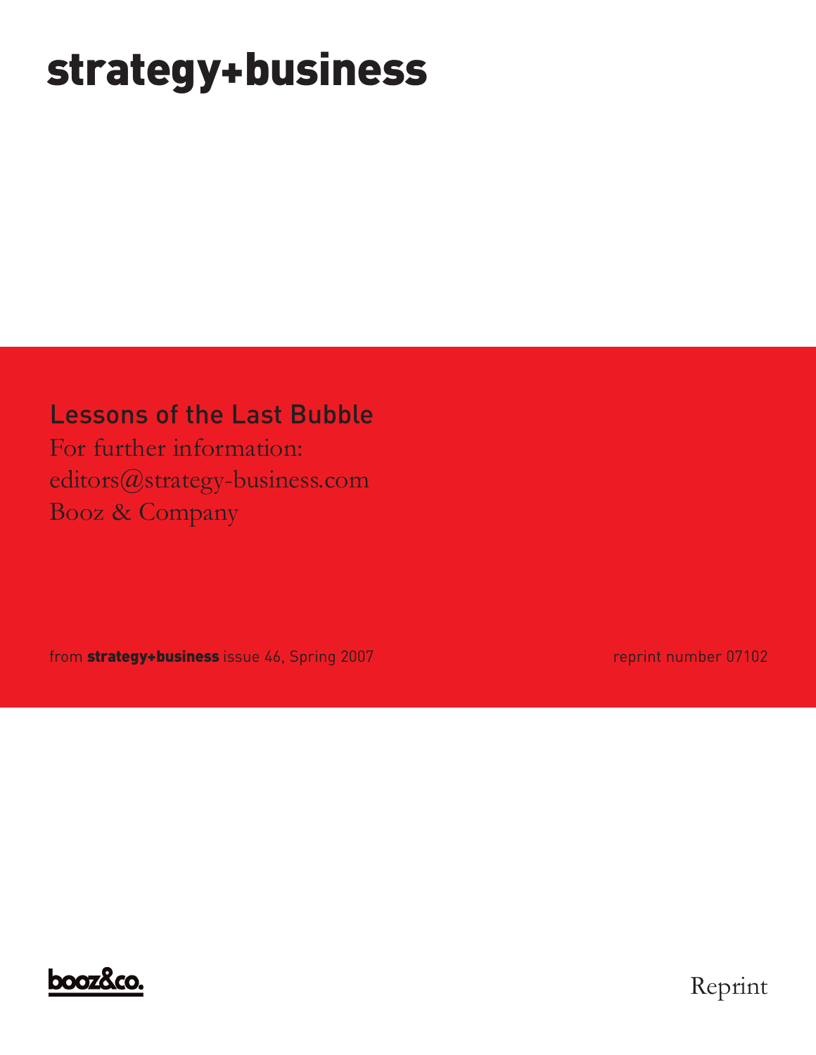# strategy+business

## Lessons of the Last Bubble

For further information:
editors@strategy-business.com
Booz & Company

from **strategy+business** issue 46, Spring 2007

reprint number 07102

booz&co.

Reprint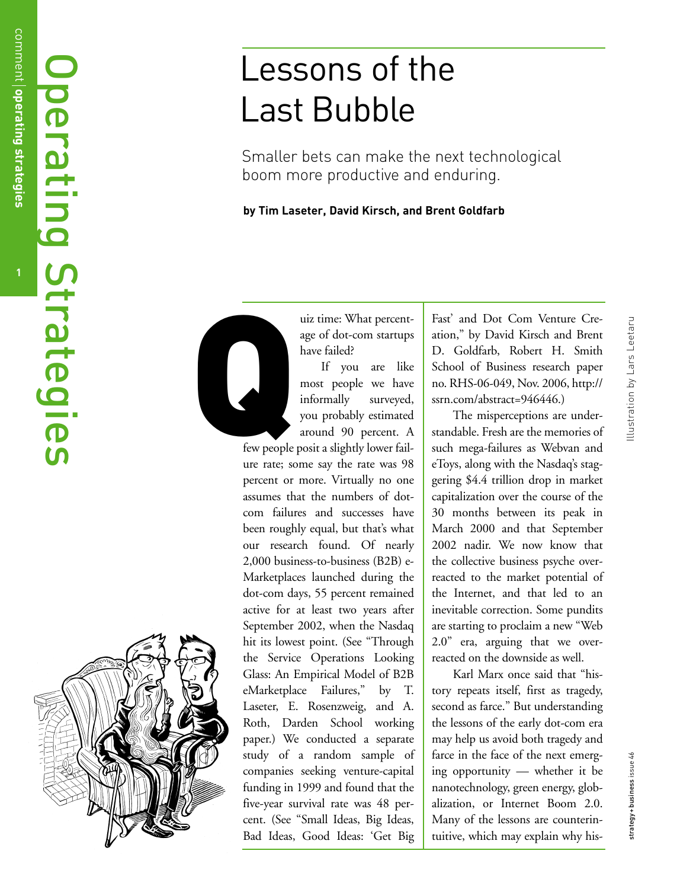# Lessons of the Last Bubble

Smaller bets can make the next technological boom more productive and enduring.

**by Tim Laseter, David Kirsch, and Brent Goldfarb**

Quiz time: What percentage of dot-com startups have failed?

If you are like most people we have informally surveyed, you probably estimated around 90 percent. A few people posit a slightly lower failure rate; some say the rate was 98 percent or more. Virtually no one assumes that the numbers of dot-com failures and successes have been roughly equal, but that's what our research found. Of nearly 2,000 business-to-business (B2B) e-Marketplaces launched during the dot-com days, 55 percent remained active for at least two years after September 2002, when the Nasdaq hit its lowest point. (See "Through the Service Operations Looking Glass: An Empirical Model of B2B eMarketplace Failures," by T. Laseter, E. Rosenzweig, and A. Roth, Darden School working paper.) We conducted a separate study of a random sample of companies seeking venture-capital funding in 1999 and found that the five-year survival rate was 48 percent. (See "Small Ideas, Big Ideas, Bad Ideas, Good Ideas: 'Get Big Fast' and Dot Com Venture Creation," by David Kirsch and Brent D. Goldfarb, Robert H. Smith School of Business research paper no. RHS-06-049, Nov. 2006, http://ssrn.com/abstract=946446.)

The misperceptions are understandable. Fresh are the memories of such mega-failures as Webvan and eToys, along with the Nasdaq's staggering $4.4 trillion drop in market capitalization over the course of the 30 months between its peak in March 2000 and that September 2002 nadir. We now know that the collective business psyche overreacted to the market potential of the Internet, and that led to an inevitable correction. Some pundits are starting to proclaim a new "Web 2.0" era, arguing that we overreacted on the downside as well.

Karl Marx once said that "history repeats itself, first as tragedy, second as farce." But understanding the lessons of the early dot-com era may help us avoid both tragedy and farce in the face of the next emerging opportunity — whether it be nanotechnology, green energy, globalization, or Internet Boom 2.0. Many of the lessons are counterintuitive, which may explain why his-

Illustration by Lars Leetaru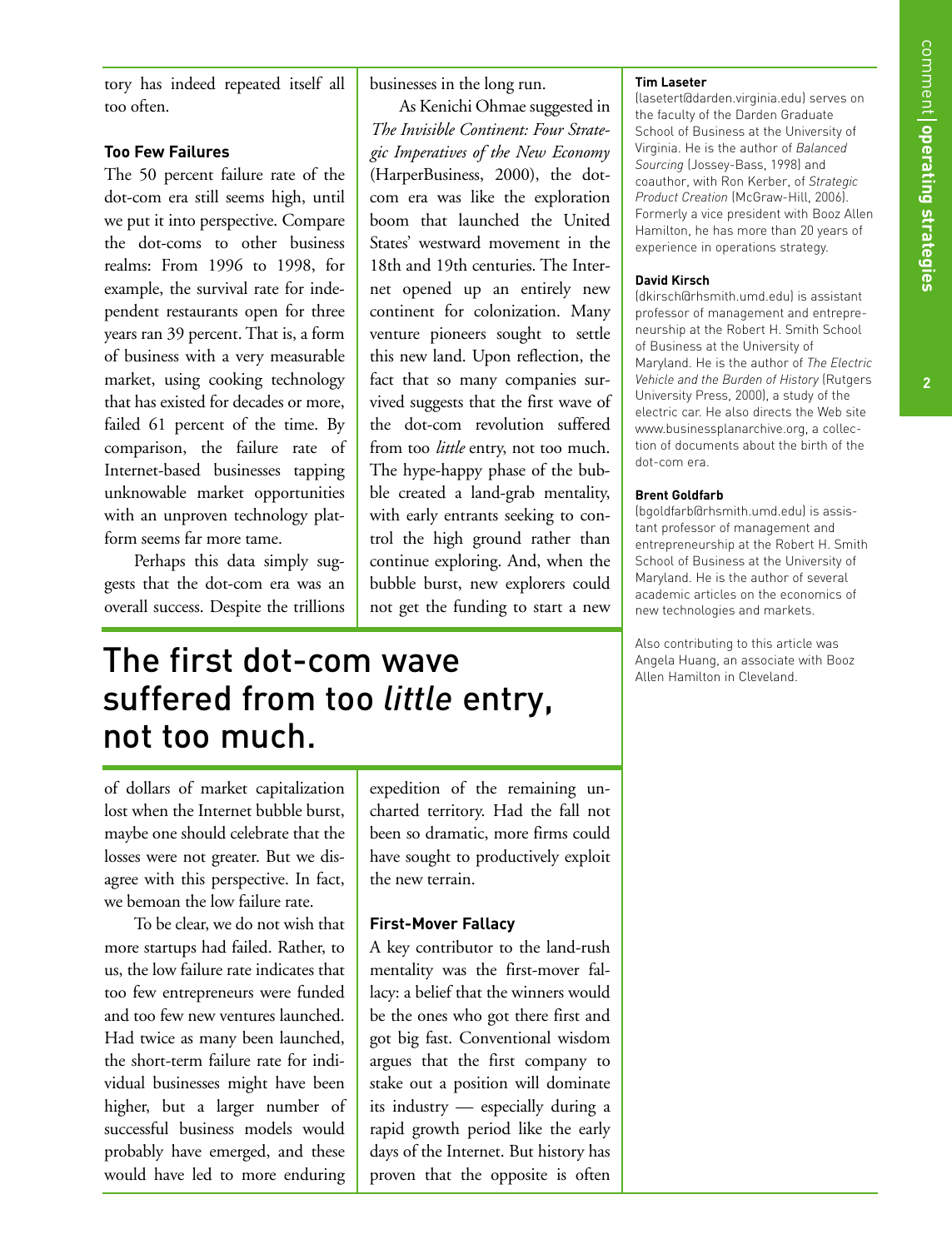tory has indeed repeated itself all too often.

### Too Few Failures

The 50 percent failure rate of the dot-com era still seems high, until we put it into perspective. Compare the dot-coms to other business realms: From 1996 to 1998, for example, the survival rate for independent restaurants open for three years ran 39 percent. That is, a form of business with a very measurable market, using cooking technology that has existed for decades or more, failed 61 percent of the time. By comparison, the failure rate of Internet-based businesses tapping unknowable market opportunities with an unproven technology platform seems far more tame.

Perhaps this data simply suggests that the dot-com era was an overall success. Despite the trillions of dollars of market capitalization lost when the Internet bubble burst, maybe one should celebrate that the losses were not greater. But we disagree with this perspective. In fact, we bemoan the low failure rate.

To be clear, we do not wish that more startups had failed. Rather, to us, the low failure rate indicates that too few entrepreneurs were funded and too few new ventures launched. Had twice as many been launched, the short-term failure rate for individual businesses might have been higher, but a larger number of successful business models would probably have emerged, and these would have led to more enduring businesses in the long run.

As Kenichi Ohmae suggested in *The Invisible Continent: Four Strategic Imperatives of the New Economy* (HarperBusiness, 2000), the dot-com era was like the exploration boom that launched the United States' westward movement in the 18th and 19th centuries. The Internet opened up an entirely new continent for colonization. Many venture pioneers sought to settle this new land. Upon reflection, the fact that so many companies survived suggests that the first wave of the dot-com revolution suffered from too *little* entry, not too much. The hype-happy phase of the bubble created a land-grab mentality, with early entrants seeking to control the high ground rather than continue exploring. And, when the bubble burst, new explorers could not get the funding to start a new expedition of the remaining uncharted territory. Had the fall not been so dramatic, more firms could have sought to productively exploit the new terrain.

## The first dot-com wave suffered from too *little* entry, not too much.

### First-Mover Fallacy

A key contributor to the land-rush mentality was the first-mover fallacy: a belief that the winners would be the ones who got there first and got big fast. Conventional wisdom argues that the first company to stake out a position will dominate its industry — especially during a rapid growth period like the early days of the Internet. But history has proven that the opposite is often

**Tim Laseter**
(lasetert@darden.virginia.edu) serves on the faculty of the Darden Graduate School of Business at the University of Virginia. He is the author of *Balanced Sourcing* (Jossey-Bass, 1998) and coauthor, with Ron Kerber, of *Strategic Product Creation* (McGraw-Hill, 2006). Formerly a vice president with Booz Allen Hamilton, he has more than 20 years of experience in operations strategy.

**David Kirsch**
(dkirsch@rhsmith.umd.edu) is assistant professor of management and entrepreneurship at the Robert H. Smith School of Business at the University of Maryland. He is the author of *The Electric Vehicle and the Burden of History* (Rutgers University Press, 2000), a study of the electric car. He also directs the Web site www.businessplanarchive.org, a collection of documents about the birth of the dot-com era.

**Brent Goldfarb**
(bgoldfarb@rhsmith.umd.edu) is assistant professor of management and entrepreneurship at the Robert H. Smith School of Business at the University of Maryland. He is the author of several academic articles on the economics of new technologies and markets.

Also contributing to this article was Angela Huang, an associate with Booz Allen Hamilton in Cleveland.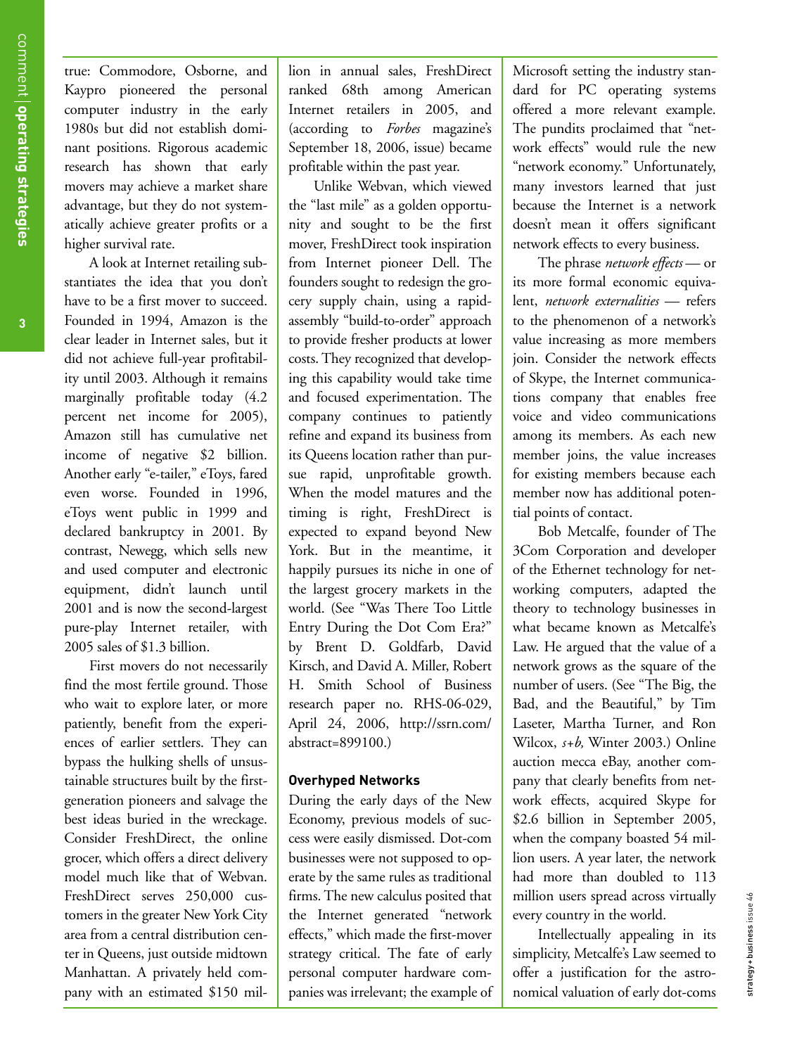true: Commodore, Osborne, and Kaypro pioneered the personal computer industry in the early 1980s but did not establish dominant positions. Rigorous academic research has shown that early movers may achieve a market share advantage, but they do not systematically achieve greater profits or a higher survival rate.

A look at Internet retailing substantiates the idea that you don't have to be a first mover to succeed. Founded in 1994, Amazon is the clear leader in Internet sales, but it did not achieve full-year profitability until 2003. Although it remains marginally profitable today (4.2 percent net income for 2005), Amazon still has cumulative net income of negative $2 billion. Another early "e-tailer," eToys, fared even worse. Founded in 1996, eToys went public in 1999 and declared bankruptcy in 2001. By contrast, Newegg, which sells new and used computer and electronic equipment, didn't launch until 2001 and is now the second-largest pure-play Internet retailer, with 2005 sales of $1.3 billion.

First movers do not necessarily find the most fertile ground. Those who wait to explore later, or more patiently, benefit from the experiences of earlier settlers. They can bypass the hulking shells of unsustainable structures built by the first-generation pioneers and salvage the best ideas buried in the wreckage. Consider FreshDirect, the online grocer, which offers a direct delivery model much like that of Webvan. FreshDirect serves 250,000 customers in the greater New York City area from a central distribution center in Queens, just outside midtown Manhattan. A privately held company with an estimated $150 million in annual sales, FreshDirect ranked 68th among American Internet retailers in 2005, and (according to *Forbes* magazine's September 18, 2006, issue) became profitable within the past year.

Unlike Webvan, which viewed the "last mile" as a golden opportunity and sought to be the first mover, FreshDirect took inspiration from Internet pioneer Dell. The founders sought to redesign the grocery supply chain, using a rapid-assembly "build-to-order" approach to provide fresher products at lower costs. They recognized that developing this capability would take time and focused experimentation. The company continues to patiently refine and expand its business from its Queens location rather than pursue rapid, unprofitable growth. When the model matures and the timing is right, FreshDirect is expected to expand beyond New York. But in the meantime, it happily pursues its niche in one of the largest grocery markets in the world. (See "Was There Too Little Entry During the Dot Com Era?" by Brent D. Goldfarb, David Kirsch, and David A. Miller, Robert H. Smith School of Business research paper no. RHS-06-029, April 24, 2006, http://ssrn.com/abstract=899100.)

### Overhyped Networks

During the early days of the New Economy, previous models of success were easily dismissed. Dot-com businesses were not supposed to operate by the same rules as traditional firms. The new calculus posited that the Internet generated "network effects," which made the first-mover strategy critical. The fate of early personal computer hardware companies was irrelevant; the example of Microsoft setting the industry standard for PC operating systems offered a more relevant example. The pundits proclaimed that "network effects" would rule the new "network economy." Unfortunately, many investors learned that just because the Internet is a network doesn't mean it offers significant network effects to every business.

The phrase *network effects* — or its more formal economic equivalent, *network externalities* — refers to the phenomenon of a network's value increasing as more members join. Consider the network effects of Skype, the Internet communications company that enables free voice and video communications among its members. As each new member joins, the value increases for existing members because each member now has additional potential points of contact.

Bob Metcalfe, founder of The 3Com Corporation and developer of the Ethernet technology for networking computers, adapted the theory to technology businesses in what became known as Metcalfe's Law. He argued that the value of a network grows as the square of the number of users. (See "The Big, the Bad, and the Beautiful," by Tim Laseter, Martha Turner, and Ron Wilcox, *s+b,* Winter 2003.) Online auction mecca eBay, another company that clearly benefits from network effects, acquired Skype for $2.6 billion in September 2005, when the company boasted 54 million users. A year later, the network had more than doubled to 113 million users spread across virtually every country in the world.

Intellectually appealing in its simplicity, Metcalfe's Law seemed to offer a justification for the astronomical valuation of early dot-coms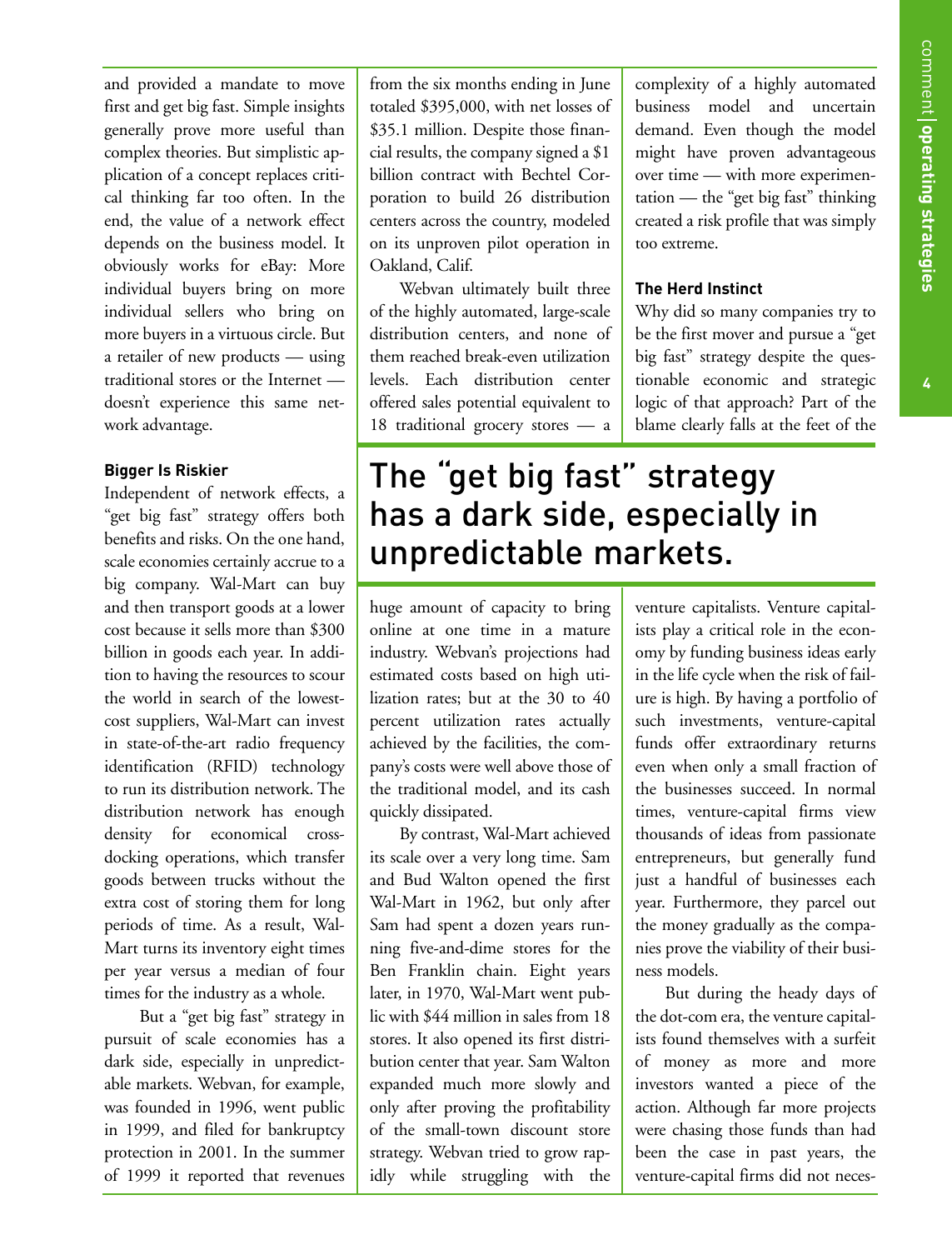and provided a mandate to move first and get big fast. Simple insights generally prove more useful than complex theories. But simplistic application of a concept replaces critical thinking far too often. In the end, the value of a network effect depends on the business model. It obviously works for eBay: More individual buyers bring on more individual sellers who bring on more buyers in a virtuous circle. But a retailer of new products — using traditional stores or the Internet — doesn't experience this same network advantage.

### Bigger Is Riskier

Independent of network effects, a "get big fast" strategy offers both benefits and risks. On the one hand, scale economies certainly accrue to a big company. Wal-Mart can buy and then transport goods at a lower cost because it sells more than $300 billion in goods each year. In addition to having the resources to scour the world in search of the lowest-cost suppliers, Wal-Mart can invest in state-of-the-art radio frequency identification (RFID) technology to run its distribution network. The distribution network has enough density for economical cross-docking operations, which transfer goods between trucks without the extra cost of storing them for long periods of time. As a result, Wal-Mart turns its inventory eight times per year versus a median of four times for the industry as a whole.

But a "get big fast" strategy in pursuit of scale economies has a dark side, especially in unpredictable markets. Webvan, for example, was founded in 1996, went public in 1999, and filed for bankruptcy protection in 2001. In the summer of 1999 it reported that revenues from the six months ending in June totaled $395,000, with net losses of $35.1 million. Despite those financial results, the company signed a $1 billion contract with Bechtel Corporation to build 26 distribution centers across the country, modeled on its unproven pilot operation in Oakland, Calif.

Webvan ultimately built three of the highly automated, large-scale distribution centers, and none of them reached break-even utilization levels. Each distribution center offered sales potential equivalent to 18 traditional grocery stores — a huge amount of capacity to bring online at one time in a mature industry. Webvan's projections had estimated costs based on high utilization rates; but at the 30 to 40 percent utilization rates actually achieved by the facilities, the company's costs were well above those of the traditional model, and its cash quickly dissipated.

By contrast, Wal-Mart achieved its scale over a very long time. Sam and Bud Walton opened the first Wal-Mart in 1962, but only after Sam had spent a dozen years running five-and-dime stores for the Ben Franklin chain. Eight years later, in 1970, Wal-Mart went public with $44 million in sales from 18 stores. It also opened its first distribution center that year. Sam Walton expanded much more slowly and only after proving the profitability of the small-town discount store strategy. Webvan tried to grow rapidly while struggling with the complexity of a highly automated business model and uncertain demand. Even though the model might have proven advantageous over time — with more experimentation — the "get big fast" thinking created a risk profile that was simply too extreme.

> The "get big fast" strategy has a dark side, especially in unpredictable markets.

### The Herd Instinct

Why did so many companies try to be the first mover and pursue a "get big fast" strategy despite the questionable economic and strategic logic of that approach? Part of the blame clearly falls at the feet of the venture capitalists. Venture capitalists play a critical role in the economy by funding business ideas early in the life cycle when the risk of failure is high. By having a portfolio of such investments, venture-capital funds offer extraordinary returns even when only a small fraction of the businesses succeed. In normal times, venture-capital firms view thousands of ideas from passionate entrepreneurs, but generally fund just a handful of businesses each year. Furthermore, they parcel out the money gradually as the companies prove the viability of their business models.

But during the heady days of the dot-com era, the venture capitalists found themselves with a surfeit of money as more and more investors wanted a piece of the action. Although far more projects were chasing those funds than had been the case in past years, the venture-capital firms did not neces-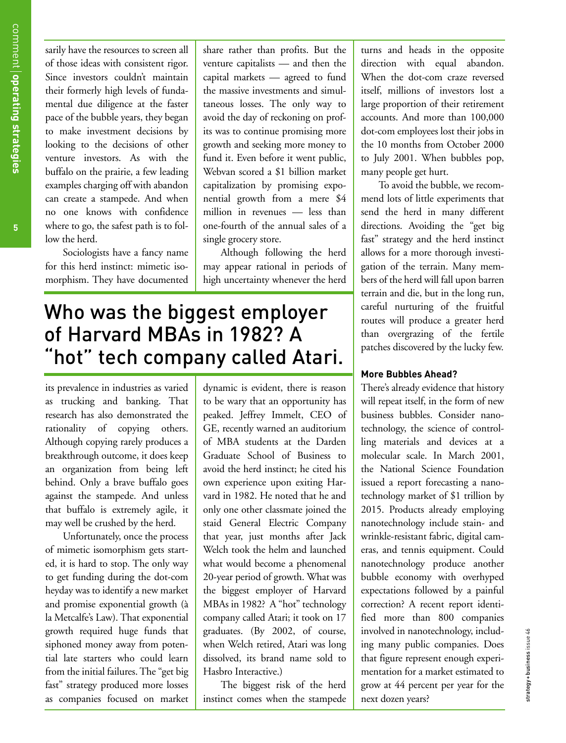sarily have the resources to screen all of those ideas with consistent rigor. Since investors couldn't maintain their formerly high levels of fundamental due diligence at the faster pace of the bubble years, they began to make investment decisions by looking to the decisions of other venture investors. As with the buffalo on the prairie, a few leading examples charging off with abandon can create a stampede. And when no one knows with confidence where to go, the safest path is to follow the herd.

Sociologists have a fancy name for this herd instinct: mimetic isomorphism. They have documented its prevalence in industries as varied as trucking and banking. That research has also demonstrated the rationality of copying others. Although copying rarely produces a breakthrough outcome, it does keep an organization from being left behind. Only a brave buffalo goes against the stampede. And unless that buffalo is extremely agile, it may well be crushed by the herd.

Unfortunately, once the process of mimetic isomorphism gets started, it is hard to stop. The only way to get funding during the dot-com heyday was to identify a new market and promise exponential growth (à la Metcalfe's Law). That exponential growth required huge funds that siphoned money away from potential late starters who could learn from the initial failures. The "get big fast" strategy produced more losses as companies focused on market share rather than profits. But the venture capitalists — and then the capital markets — agreed to fund the massive investments and simultaneous losses. The only way to avoid the day of reckoning on profits was to continue promising more growth and seeking more money to fund it. Even before it went public, Webvan scored a $1 billion market capitalization by promising exponential growth from a mere $4 million in revenues — less than one-fourth of the annual sales of a single grocery store.

Although following the herd may appear rational in periods of high uncertainty whenever the herd dynamic is evident, there is reason to be wary that an opportunity has peaked. Jeffrey Immelt, CEO of GE, recently warned an auditorium of MBA students at the Darden Graduate School of Business to avoid the herd instinct; he cited his own experience upon exiting Harvard in 1982. He noted that he and only one other classmate joined the staid General Electric Company that year, just months after Jack Welch took the helm and launched what would become a phenomenal 20-year period of growth. What was the biggest employer of Harvard MBAs in 1982? A "hot" technology company called Atari; it took on 17 graduates. (By 2002, of course, when Welch retired, Atari was long dissolved, its brand name sold to Hasbro Interactive.)

> Who was the biggest employer of Harvard MBAs in 1982? A "hot" tech company called Atari.

The biggest risk of the herd instinct comes when the stampede turns and heads in the opposite direction with equal abandon. When the dot-com craze reversed itself, millions of investors lost a large proportion of their retirement accounts. And more than 100,000 dot-com employees lost their jobs in the 10 months from October 2000 to July 2001. When bubbles pop, many people get hurt.

To avoid the bubble, we recommend lots of little experiments that send the herd in many different directions. Avoiding the "get big fast" strategy and the herd instinct allows for a more thorough investigation of the terrain. Many members of the herd will fall upon barren terrain and die, but in the long run, careful nurturing of the fruitful routes will produce a greater herd than overgrazing of the fertile patches discovered by the lucky few.

### More Bubbles Ahead?

There's already evidence that history will repeat itself, in the form of new business bubbles. Consider nanotechnology, the science of controlling materials and devices at a molecular scale. In March 2001, the National Science Foundation issued a report forecasting a nanotechnology market of $1 trillion by 2015. Products already employing nanotechnology include stain- and wrinkle-resistant fabric, digital cameras, and tennis equipment. Could nanotechnology produce another bubble economy with overhyped expectations followed by a painful correction? A recent report identified more than 800 companies involved in nanotechnology, including many public companies. Does that figure represent enough experimentation for a market estimated to grow at 44 percent per year for the next dozen years?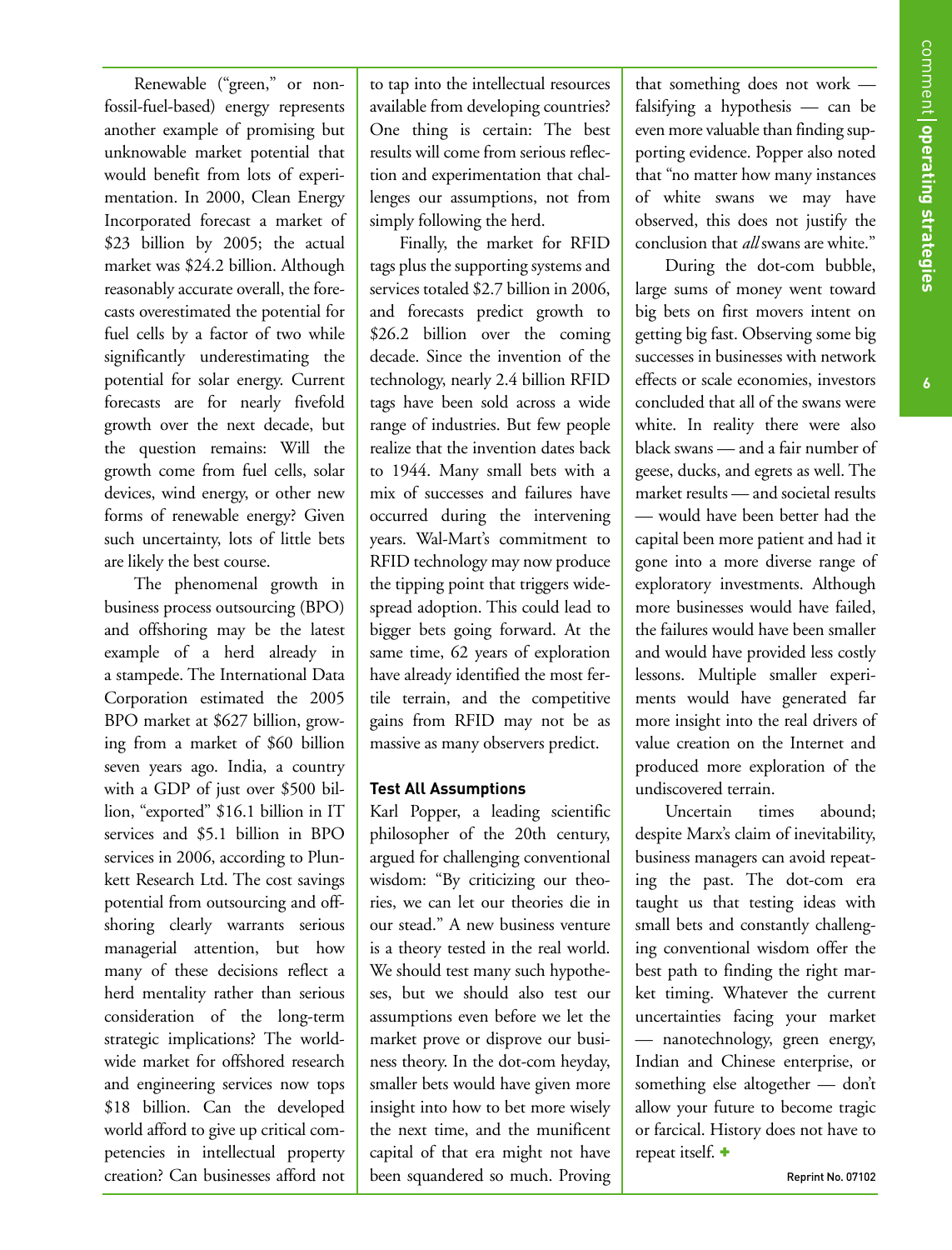Renewable ("green," or non-fossil-fuel-based) energy represents another example of promising but unknowable market potential that would benefit from lots of experimentation. In 2000, Clean Energy Incorporated forecast a market of $23 billion by 2005; the actual market was $24.2 billion. Although reasonably accurate overall, the forecasts overestimated the potential for fuel cells by a factor of two while significantly underestimating the potential for solar energy. Current forecasts are for nearly fivefold growth over the next decade, but the question remains: Will the growth come from fuel cells, solar devices, wind energy, or other new forms of renewable energy? Given such uncertainty, lots of little bets are likely the best course.

The phenomenal growth in business process outsourcing (BPO) and offshoring may be the latest example of a herd already in a stampede. The International Data Corporation estimated the 2005 BPO market at $627 billion, growing from a market of $60 billion seven years ago. India, a country with a GDP of just over $500 billion, "exported" $16.1 billion in IT services and $5.1 billion in BPO services in 2006, according to Plunkett Research Ltd. The cost savings potential from outsourcing and offshoring clearly warrants serious managerial attention, but how many of these decisions reflect a herd mentality rather than serious consideration of the long-term strategic implications? The worldwide market for offshored research and engineering services now tops $18 billion. Can the developed world afford to give up critical competencies in intellectual property creation? Can businesses afford not to tap into the intellectual resources available from developing countries? One thing is certain: The best results will come from serious reflection and experimentation that challenges our assumptions, not from simply following the herd.

Finally, the market for RFID tags plus the supporting systems and services totaled $2.7 billion in 2006, and forecasts predict growth to $26.2 billion over the coming decade. Since the invention of the technology, nearly 2.4 billion RFID tags have been sold across a wide range of industries. But few people realize that the invention dates back to 1944. Many small bets with a mix of successes and failures have occurred during the intervening years. Wal-Mart's commitment to RFID technology may now produce the tipping point that triggers widespread adoption. This could lead to bigger bets going forward. At the same time, 62 years of exploration have already identified the most fertile terrain, and the competitive gains from RFID may not be as massive as many observers predict.

### Test All Assumptions

Karl Popper, a leading scientific philosopher of the 20th century, argued for challenging conventional wisdom: "By criticizing our theories, we can let our theories die in our stead." A new business venture is a theory tested in the real world. We should test many such hypotheses, but we should also test our assumptions even before we let the market prove or disprove our business theory. In the dot-com heyday, smaller bets would have given more insight into how to bet more wisely the next time, and the munificent capital of that era might not have been squandered so much. Proving that something does not work — falsifying a hypothesis — can be even more valuable than finding supporting evidence. Popper also noted that "no matter how many instances of white swans we may have observed, this does not justify the conclusion that *all* swans are white."

During the dot-com bubble, large sums of money went toward big bets on first movers intent on getting big fast. Observing some big successes in businesses with network effects or scale economies, investors concluded that all of the swans were white. In reality there were also black swans — and a fair number of geese, ducks, and egrets as well. The market results — and societal results — would have been better had the capital been more patient and had it gone into a more diverse range of exploratory investments. Although more businesses would have failed, the failures would have been smaller and would have provided less costly lessons. Multiple smaller experiments would have generated far more insight into the real drivers of value creation on the Internet and produced more exploration of the undiscovered terrain.

Uncertain times abound; despite Marx's claim of inevitability, business managers can avoid repeating the past. The dot-com era taught us that testing ideas with small bets and constantly challenging conventional wisdom offer the best path to finding the right market timing. Whatever the current uncertainties facing your market — nanotechnology, green energy, Indian and Chinese enterprise, or something else altogether — don't allow your future to become tragic or farcical. History does not have to repeat itself. +

Reprint No. 07102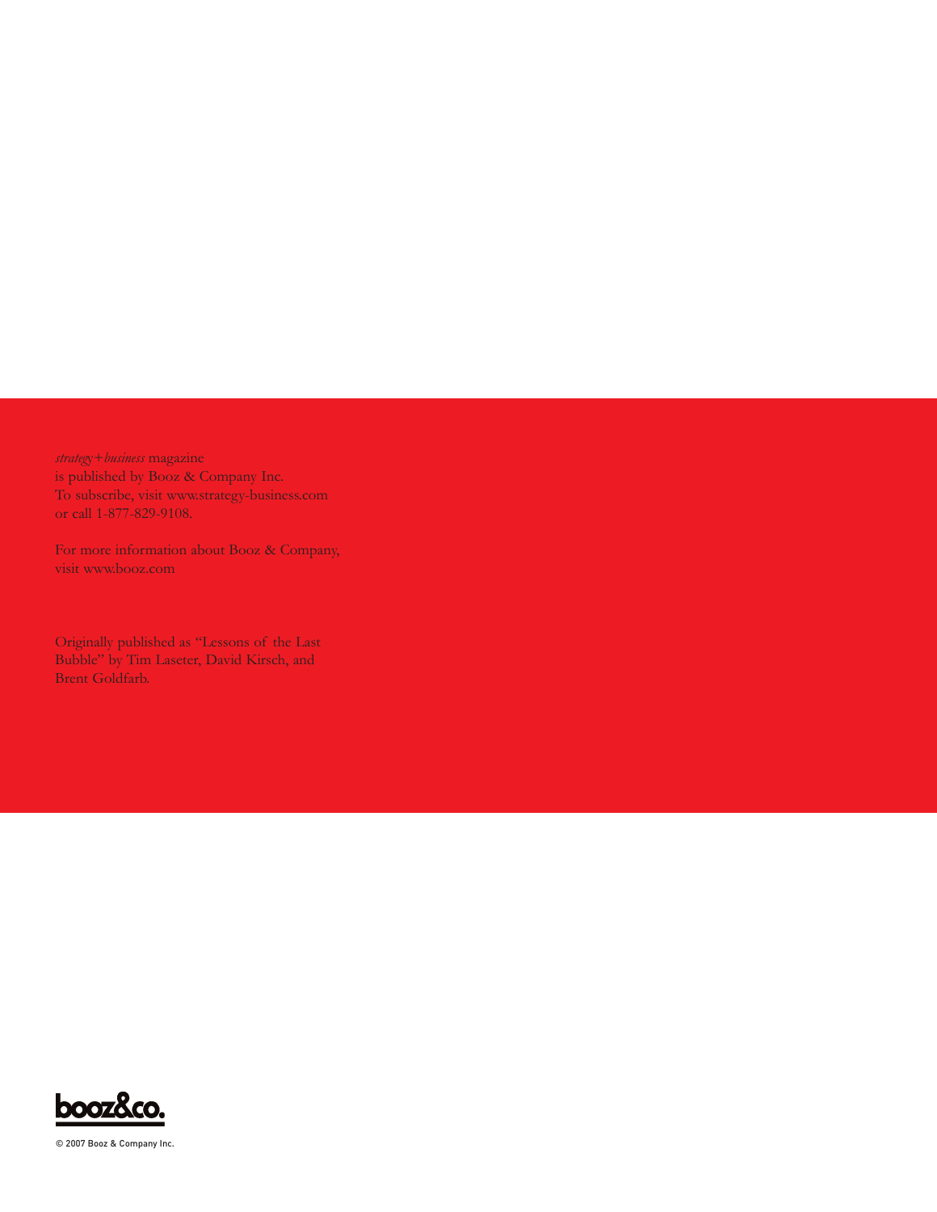*strategy+business* magazine
is published by Booz & Company Inc.
To subscribe, visit www.strategy-business.com
or call 1-877-829-9108.

For more information about Booz & Company,
visit www.booz.com

Originally published as "Lessons of the Last Bubble" by Tim Laseter, David Kirsch, and Brent Goldfarb.

booz&co.

© 2007 Booz & Company Inc.